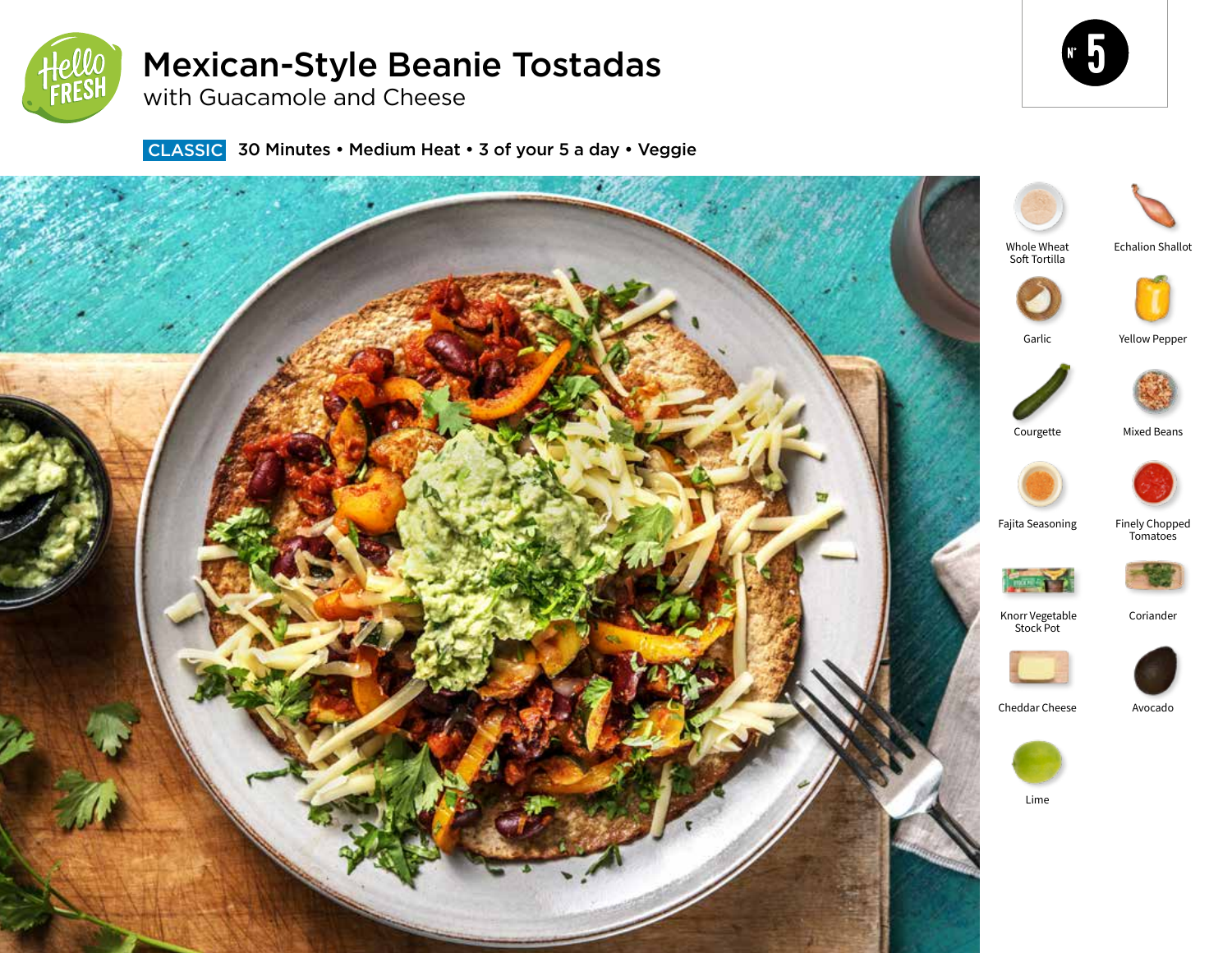# Mexican-Style Beanie Tostadas

## with Guacamole and Cheese

N° 5

**CLASSIC** 30 Minutes • Medium Heat • 3 of your 5 a day • Veggie

- Whole Wheat Soft Tortilla
- Echalion Shallot
- Garlic
- Yellow Pepper
- Courgette
- Mixed Beans
- Fajita Seasoning
- Finely Chopped Tomatoes
- Knorr Vegetable Stock Pot
- Coriander
- Cheddar Cheese
- Avocado
- Lime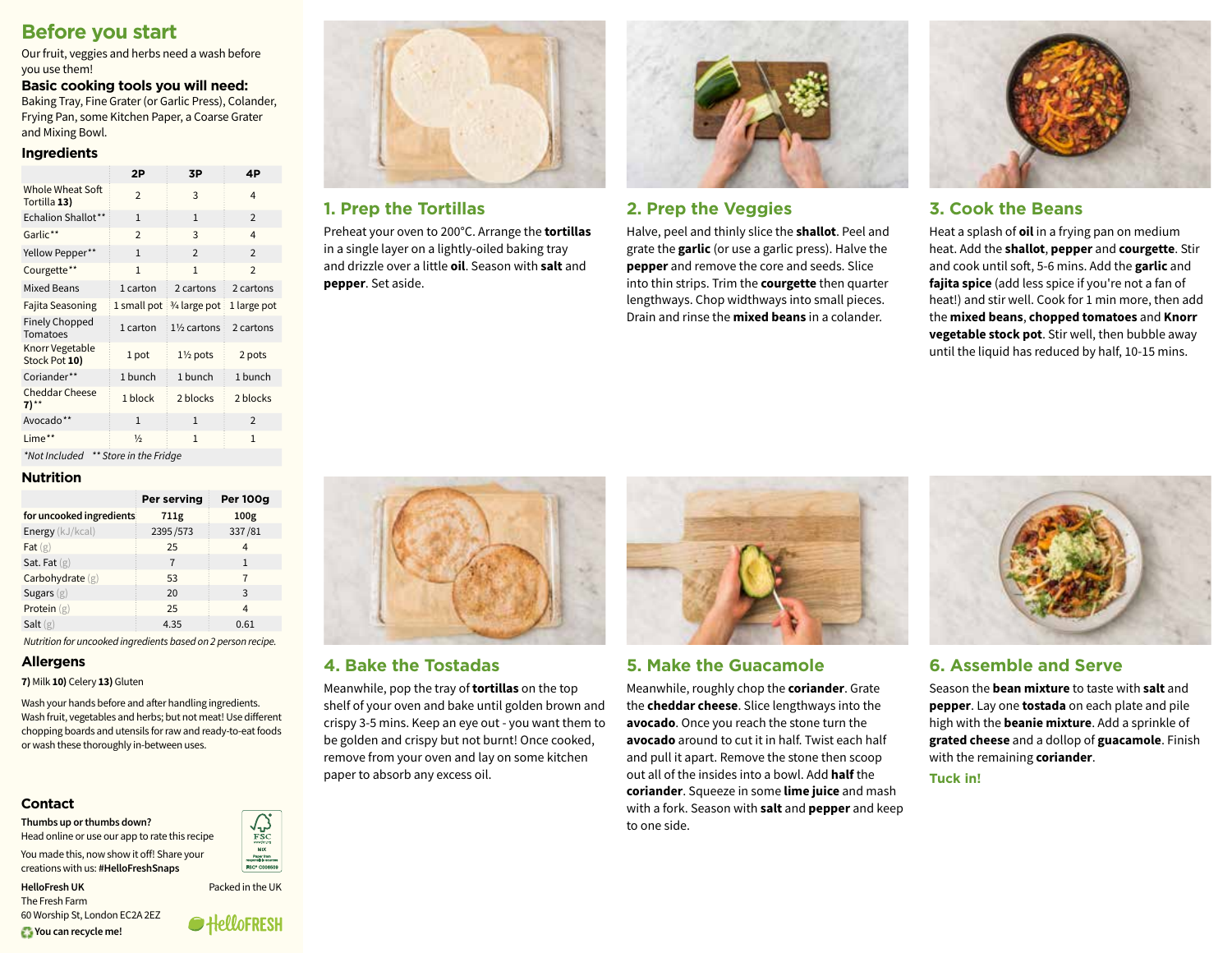## Before you start

Our fruit, veggies and herbs need a wash before you use them!

### Basic cooking tools you will need:

Baking Tray, Fine Grater (or Garlic Press), Colander, Frying Pan, some Kitchen Paper, a Coarse Grater and Mixing Bowl.

### Ingredients

| | 2P | 3P | 4P |
|---|---|---|---|
| Whole Wheat Soft Tortilla 13) | 2 | 3 | 4 |
| Echalion Shallot** | 1 | 1 | 2 |
| Garlic** | 2 | 3 | 4 |
| Yellow Pepper** | 1 | 2 | 2 |
| Courgette** | 1 | 1 | 2 |
| Mixed Beans | 1 carton | 2 cartons | 2 cartons |
| Fajita Seasoning | 1 small pot | ¾ large pot | 1 large pot |
| Finely Chopped Tomatoes | 1 carton | 1½ cartons | 2 cartons |
| Knorr Vegetable Stock Pot 10) | 1 pot | 1½ pots | 2 pots |
| Coriander** | 1 bunch | 1 bunch | 1 bunch |
| Cheddar Cheese 7)** | 1 block | 2 blocks | 2 blocks |
| Avocado** | 1 | 1 | 2 |
| Lime** | ½ | 1 | 1 |

*\*Not Included  \*\* Store in the Fridge*

### Nutrition

| | Per serving | Per 100g |
|---|---|---|
| for uncooked ingredients | 711g | 100g |
| Energy (kJ/kcal) | 2395 /573 | 337 /81 |
| Fat (g) | 25 | 4 |
| Sat. Fat (g) | 7 | 1 |
| Carbohydrate (g) | 53 | 7 |
| Sugars (g) | 20 | 3 |
| Protein (g) | 25 | 4 |
| Salt (g) | 4.35 | 0.61 |

*Nutrition for uncooked ingredients based on 2 person recipe.*

### Allergens

7) Milk 10) Celery 13) Gluten

Wash your hands before and after handling ingredients. Wash fruit, vegetables and herbs; but not meat! Use different chopping boards and utensils for raw and ready-to-eat foods or wash these thoroughly in-between uses.

### Contact

**Thumbs up or thumbs down?**
Head online or use our app to rate this recipe

You made this, now show it off! Share your creations with us: **#HelloFreshSnaps**

**HelloFresh UK**
The Fresh Farm
60 Worship St, London EC2A 2EZ

Packed in the UK

**You can recycle me!**

## 1. Prep the Tortillas

Preheat your oven to 200°C. Arrange the **tortillas** in a single layer on a lightly-oiled baking tray and drizzle over a little **oil**. Season with **salt** and **pepper**. Set aside.

## 2. Prep the Veggies

Halve, peel and thinly slice the **shallot**. Peel and grate the **garlic** (or use a garlic press). Halve the **pepper** and remove the core and seeds. Slice into thin strips. Trim the **courgette** then quarter lengthways. Chop widthways into small pieces. Drain and rinse the **mixed beans** in a colander.

## 3. Cook the Beans

Heat a splash of **oil** in a frying pan on medium heat. Add the **shallot**, **pepper** and **courgette**. Stir and cook until soft, 5-6 mins. Add the **garlic** and **fajita spice** (add less spice if you're not a fan of heat!) and stir well. Cook for 1 min more, then add the **mixed beans**, **chopped tomatoes** and **Knorr vegetable stock pot**. Stir well, then bubble away until the liquid has reduced by half, 10-15 mins.

## 4. Bake the Tostadas

Meanwhile, pop the tray of **tortillas** on the top shelf of your oven and bake until golden brown and crispy 3-5 mins. Keep an eye out - you want them to be golden and crispy but not burnt! Once cooked, remove from your oven and lay on some kitchen paper to absorb any excess oil.

## 5. Make the Guacamole

Meanwhile, roughly chop the **coriander**. Grate the **cheddar cheese**. Slice lengthways into the **avocado**. Once you reach the stone turn the **avocado** around to cut it in half. Twist each half and pull it apart. Remove the stone then scoop out all of the insides into a bowl. Add **half** the **coriander**. Squeeze in some **lime juice** and mash with a fork. Season with **salt** and **pepper** and keep to one side.

## 6. Assemble and Serve

Season the **bean mixture** to taste with **salt** and **pepper**. Lay one **tostada** on each plate and pile high with the **beanie mixture**. Add a sprinkle of **grated cheese** and a dollop of **guacamole**. Finish with the remaining **coriander**.

**Tuck in!**